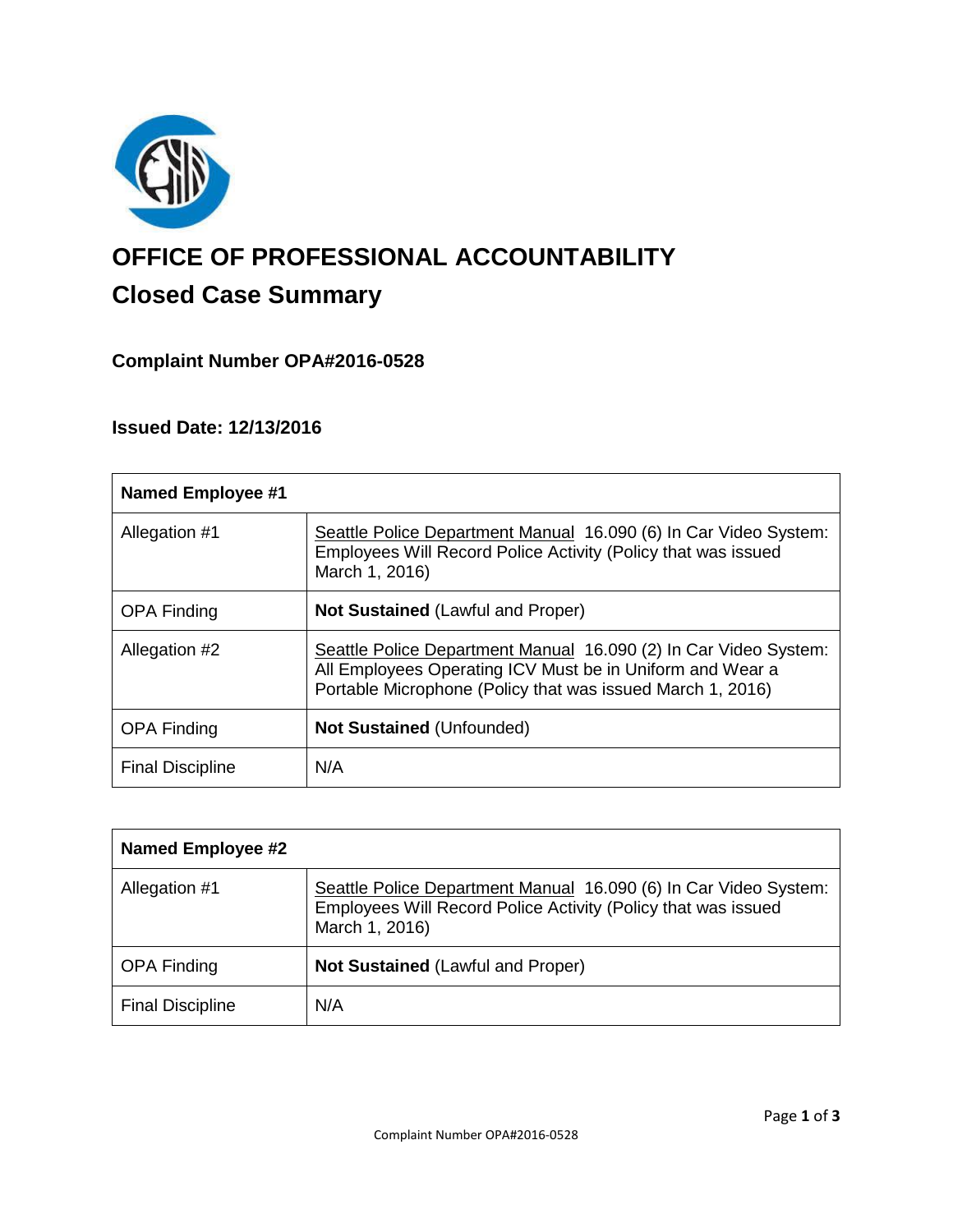# OFFICE OF PROFESSIONAL ACCOUNTABILITY

## Closed Case Summary

### Complaint Number OPA#2016-0528

### Issued Date: 12/13/2016

| Named Employee #1 | |
|---|---|
| Allegation #1 | Seattle Police Department Manual 16.090 (6) In Car Video System: Employees Will Record Police Activity (Policy that was issued March 1, 2016) |
| OPA Finding | **Not Sustained** (Lawful and Proper) |
| Allegation #2 | Seattle Police Department Manual 16.090 (2) In Car Video System: All Employees Operating ICV Must be in Uniform and Wear a Portable Microphone (Policy that was issued March 1, 2016) |
| OPA Finding | **Not Sustained** (Unfounded) |
| Final Discipline | N/A |

| Named Employee #2 | |
|---|---|
| Allegation #1 | Seattle Police Department Manual 16.090 (6) In Car Video System: Employees Will Record Police Activity (Policy that was issued March 1, 2016) |
| OPA Finding | **Not Sustained** (Lawful and Proper) |
| Final Discipline | N/A |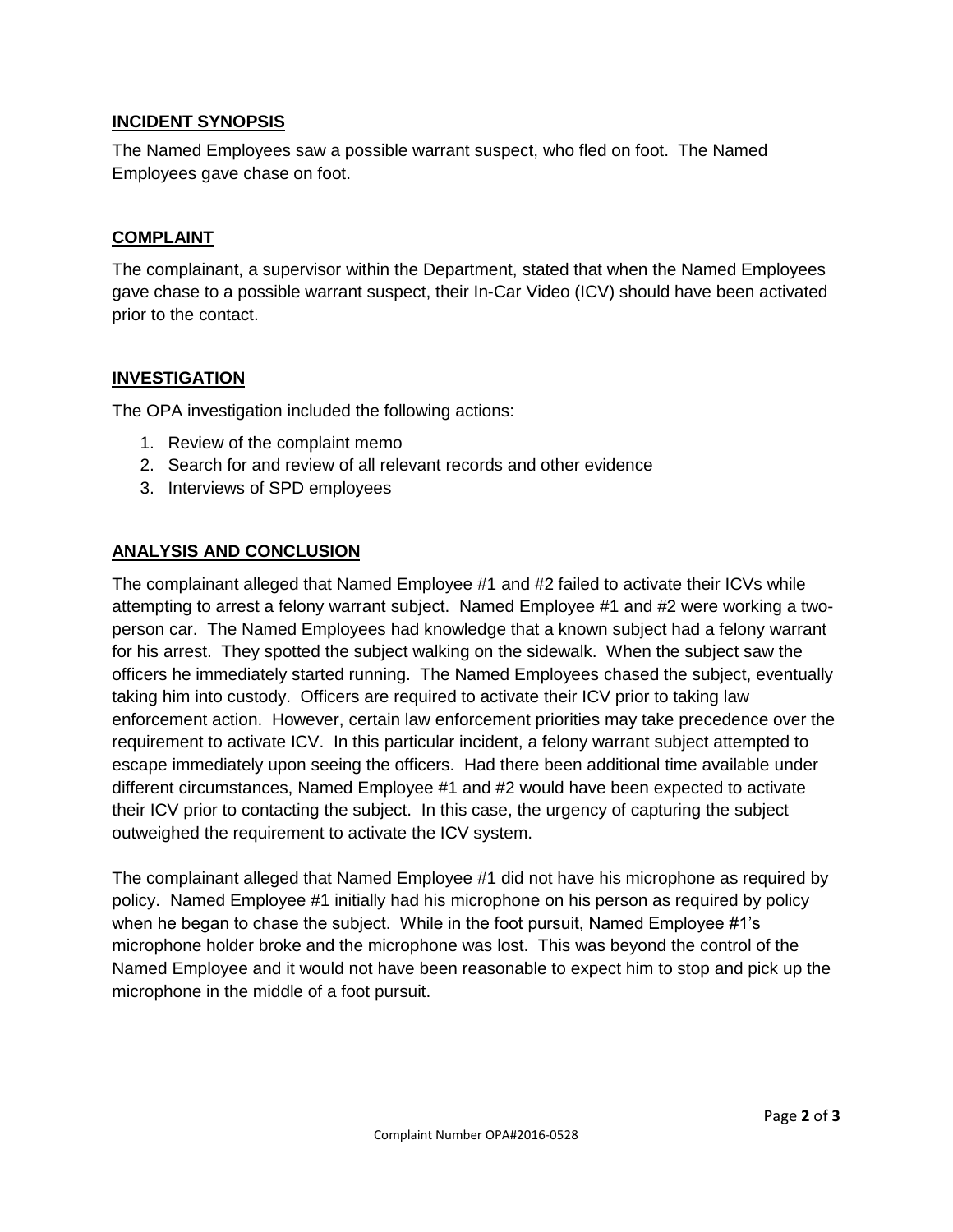## INCIDENT SYNOPSIS

The Named Employees saw a possible warrant suspect, who fled on foot. The Named Employees gave chase on foot.

## COMPLAINT

The complainant, a supervisor within the Department, stated that when the Named Employees gave chase to a possible warrant suspect, their In-Car Video (ICV) should have been activated prior to the contact.

## INVESTIGATION

The OPA investigation included the following actions:

1. Review of the complaint memo
2. Search for and review of all relevant records and other evidence
3. Interviews of SPD employees

## ANALYSIS AND CONCLUSION

The complainant alleged that Named Employee #1 and #2 failed to activate their ICVs while attempting to arrest a felony warrant subject. Named Employee #1 and #2 were working a two-person car. The Named Employees had knowledge that a known subject had a felony warrant for his arrest. They spotted the subject walking on the sidewalk. When the subject saw the officers he immediately started running. The Named Employees chased the subject, eventually taking him into custody. Officers are required to activate their ICV prior to taking law enforcement action. However, certain law enforcement priorities may take precedence over the requirement to activate ICV. In this particular incident, a felony warrant subject attempted to escape immediately upon seeing the officers. Had there been additional time available under different circumstances, Named Employee #1 and #2 would have been expected to activate their ICV prior to contacting the subject. In this case, the urgency of capturing the subject outweighed the requirement to activate the ICV system.

The complainant alleged that Named Employee #1 did not have his microphone as required by policy. Named Employee #1 initially had his microphone on his person as required by policy when he began to chase the subject. While in the foot pursuit, Named Employee #1's microphone holder broke and the microphone was lost. This was beyond the control of the Named Employee and it would not have been reasonable to expect him to stop and pick up the microphone in the middle of a foot pursuit.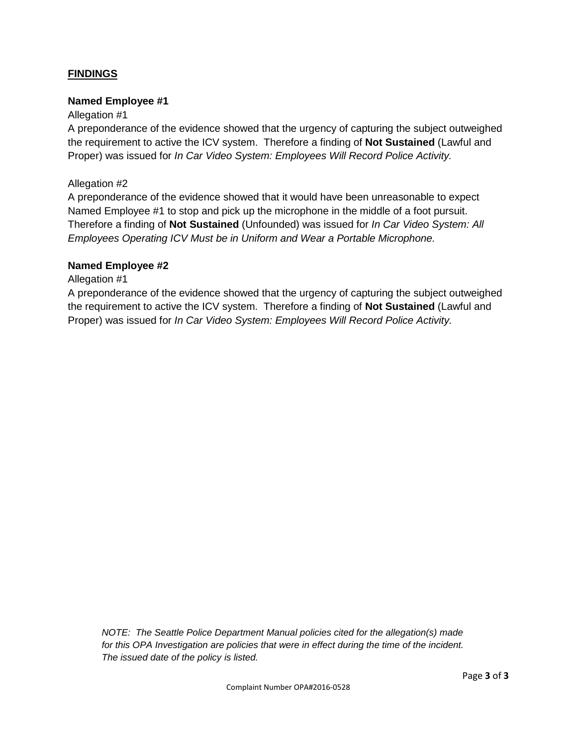## **FINDINGS**

### Named Employee #1

Allegation #1

A preponderance of the evidence showed that the urgency of capturing the subject outweighed the requirement to active the ICV system. Therefore a finding of **Not Sustained** (Lawful and Proper) was issued for *In Car Video System: Employees Will Record Police Activity.*

Allegation #2

A preponderance of the evidence showed that it would have been unreasonable to expect Named Employee #1 to stop and pick up the microphone in the middle of a foot pursuit. Therefore a finding of **Not Sustained** (Unfounded) was issued for *In Car Video System: All Employees Operating ICV Must be in Uniform and Wear a Portable Microphone.*

### Named Employee #2

Allegation #1

A preponderance of the evidence showed that the urgency of capturing the subject outweighed the requirement to active the ICV system. Therefore a finding of **Not Sustained** (Lawful and Proper) was issued for *In Car Video System: Employees Will Record Police Activity.*

*NOTE: The Seattle Police Department Manual policies cited for the allegation(s) made for this OPA Investigation are policies that were in effect during the time of the incident. The issued date of the policy is listed.*

Complaint Number OPA#2016-0528